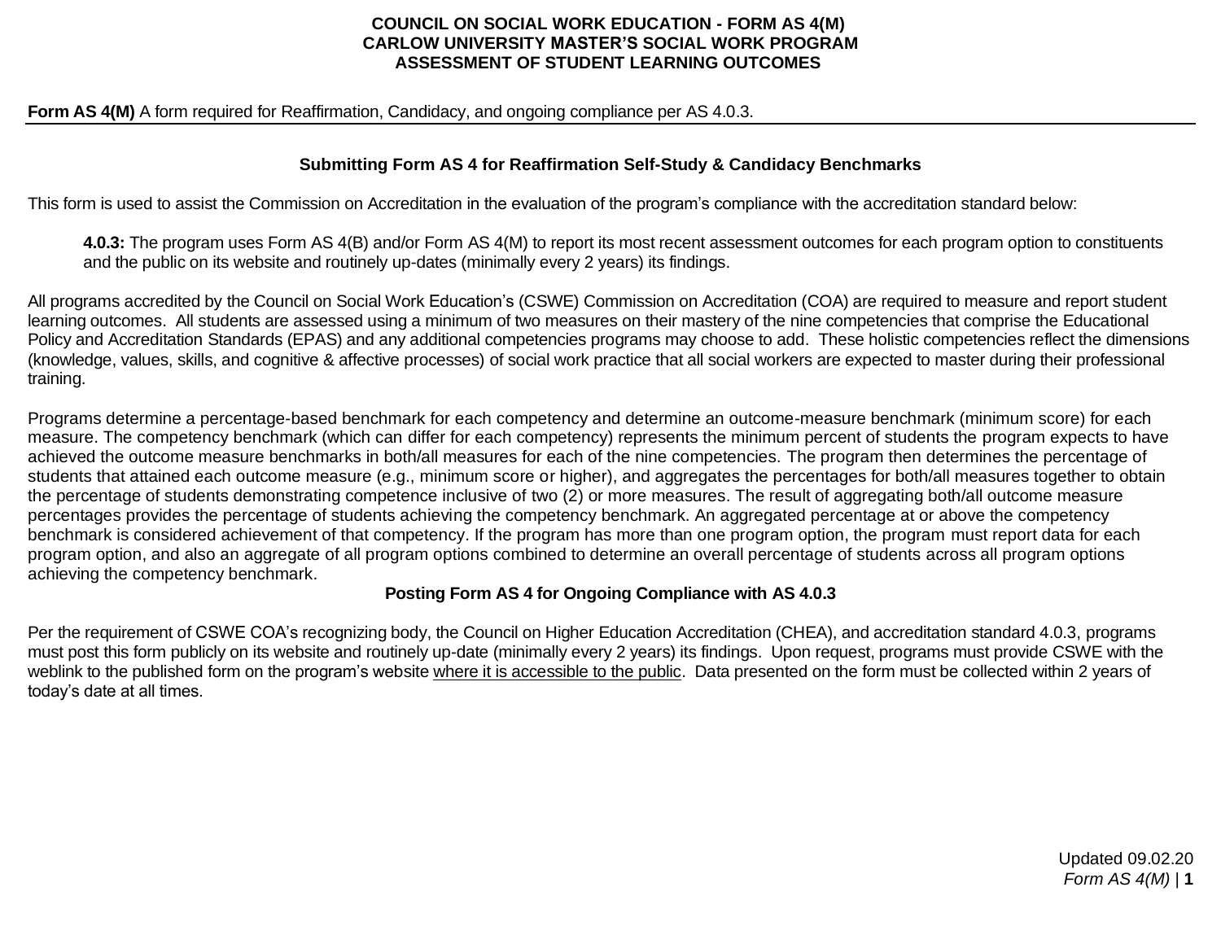# COUNCIL ON SOCIAL WORK EDUCATION - FORM AS 4(M)
# CARLOW UNIVERSITY MASTER'S SOCIAL WORK PROGRAM
# ASSESSMENT OF STUDENT LEARNING OUTCOMES

**Form AS 4(M)** A form required for Reaffirmation, Candidacy, and ongoing compliance per AS 4.0.3.

---

## Submitting Form AS 4 for Reaffirmation Self-Study & Candidacy Benchmarks

This form is used to assist the Commission on Accreditation in the evaluation of the program's compliance with the accreditation standard below:

> **4.0.3:** The program uses Form AS 4(B) and/or Form AS 4(M) to report its most recent assessment outcomes for each program option to constituents and the public on its website and routinely up-dates (minimally every 2 years) its findings.

All programs accredited by the Council on Social Work Education's (CSWE) Commission on Accreditation (COA) are required to measure and report student learning outcomes. All students are assessed using a minimum of two measures on their mastery of the nine competencies that comprise the Educational Policy and Accreditation Standards (EPAS) and any additional competencies programs may choose to add. These holistic competencies reflect the dimensions (knowledge, values, skills, and cognitive & affective processes) of social work practice that all social workers are expected to master during their professional training.

Programs determine a percentage-based benchmark for each competency and determine an outcome-measure benchmark (minimum score) for each measure. The competency benchmark (which can differ for each competency) represents the minimum percent of students the program expects to have achieved the outcome measure benchmarks in both/all measures for each of the nine competencies. The program then determines the percentage of students that attained each outcome measure (e.g., minimum score or higher), and aggregates the percentages for both/all measures together to obtain the percentage of students demonstrating competence inclusive of two (2) or more measures. The result of aggregating both/all outcome measure percentages provides the percentage of students achieving the competency benchmark. An aggregated percentage at or above the competency benchmark is considered achievement of that competency. If the program has more than one program option, the program must report data for each program option, and also an aggregate of all program options combined to determine an overall percentage of students across all program options achieving the competency benchmark.

## Posting Form AS 4 for Ongoing Compliance with AS 4.0.3

Per the requirement of CSWE COA's recognizing body, the Council on Higher Education Accreditation (CHEA), and accreditation standard 4.0.3, programs must post this form publicly on its website and routinely up-date (minimally every 2 years) its findings. Upon request, programs must provide CSWE with the weblink to the published form on the program's website <u>where it is accessible to the public</u>. Data presented on the form must be collected within 2 years of today's date at all times.

Updated 09.02.20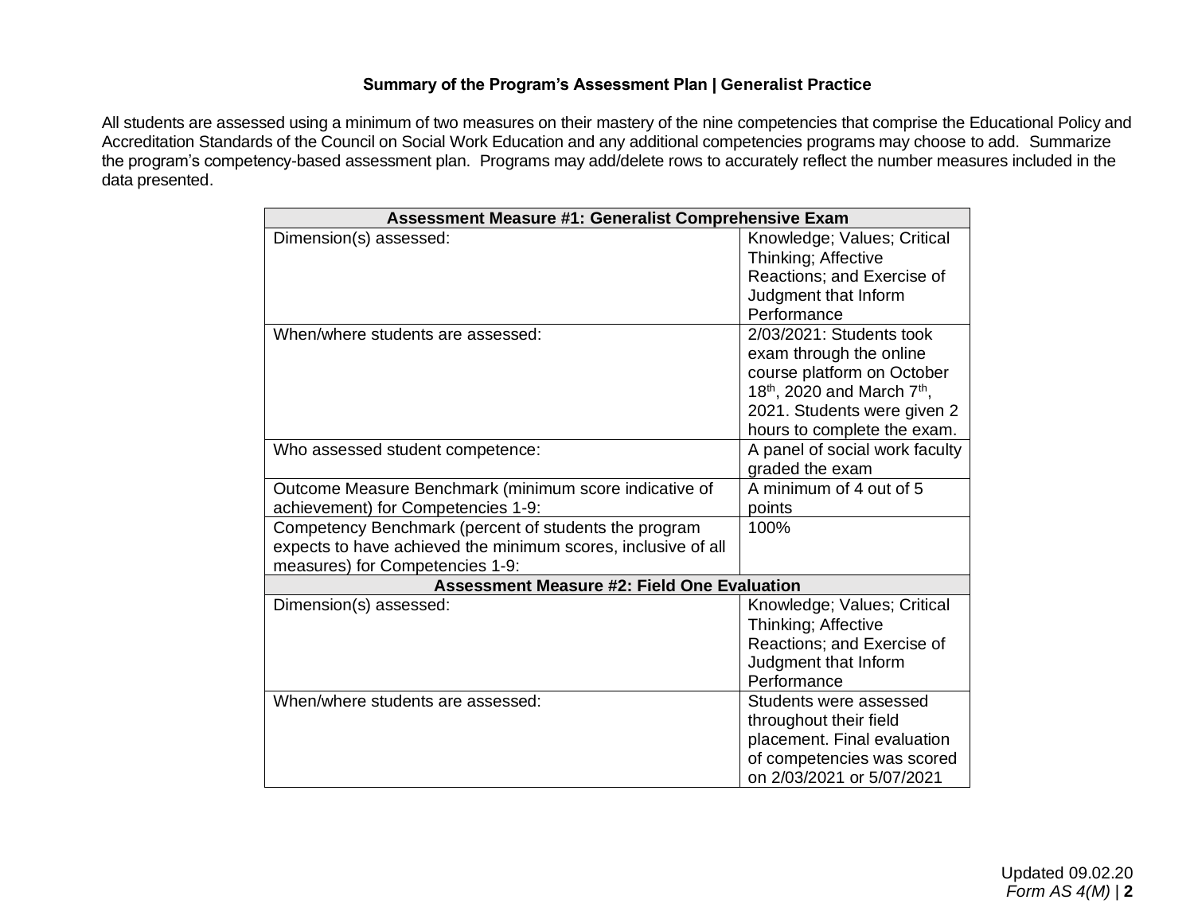**Summary of the Program's Assessment Plan | Generalist Practice**

All students are assessed using a minimum of two measures on their mastery of the nine competencies that comprise the Educational Policy and Accreditation Standards of the Council on Social Work Education and any additional competencies programs may choose to add. Summarize the program's competency-based assessment plan. Programs may add/delete rows to accurately reflect the number measures included in the data presented.

| **Assessment Measure #1: Generalist Comprehensive Exam** | |
|---|---|
| Dimension(s) assessed: | Knowledge; Values; Critical Thinking; Affective Reactions; and Exercise of Judgment that Inform Performance |
| When/where students are assessed: | 2/03/2021: Students took exam through the online course platform on October 18th, 2020 and March 7th, 2021. Students were given 2 hours to complete the exam. |
| Who assessed student competence: | A panel of social work faculty graded the exam |
| Outcome Measure Benchmark (minimum score indicative of achievement) for Competencies 1-9: | A minimum of 4 out of 5 points |
| Competency Benchmark (percent of students the program expects to have achieved the minimum scores, inclusive of all measures) for Competencies 1-9: | 100% |
| **Assessment Measure #2: Field One Evaluation** | |
| Dimension(s) assessed: | Knowledge; Values; Critical Thinking; Affective Reactions; and Exercise of Judgment that Inform Performance |
| When/where students are assessed: | Students were assessed throughout their field placement. Final evaluation of competencies was scored on 2/03/2021 or 5/07/2021 |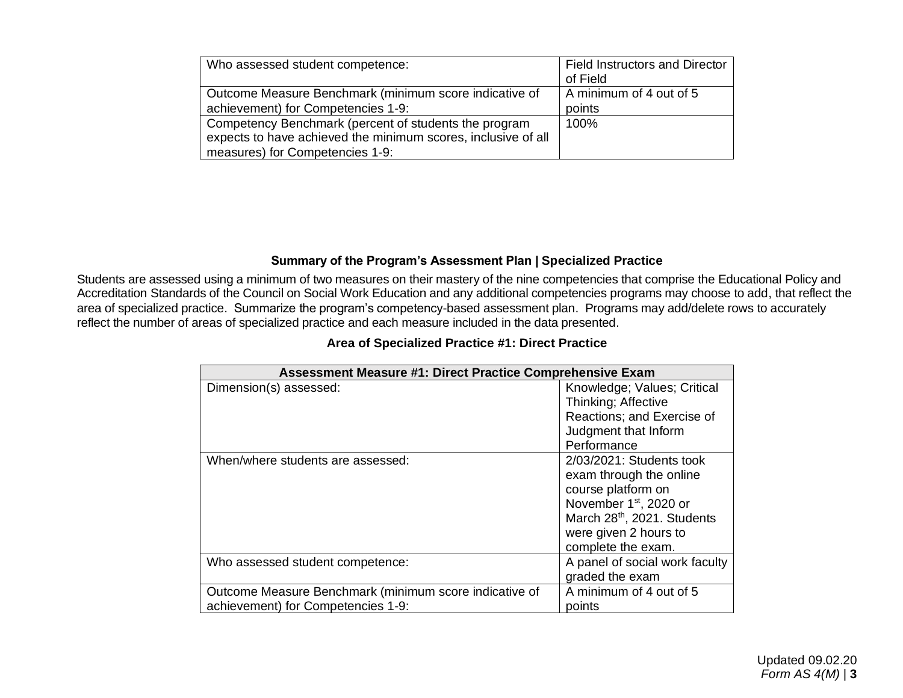| | |
|---|---|
| Who assessed student competence: | Field Instructors and Director of Field |
| Outcome Measure Benchmark (minimum score indicative of achievement) for Competencies 1-9: | A minimum of 4 out of 5 points |
| Competency Benchmark (percent of students the program expects to have achieved the minimum scores, inclusive of all measures) for Competencies 1-9: | 100% |

### Summary of the Program's Assessment Plan | Specialized Practice

Students are assessed using a minimum of two measures on their mastery of the nine competencies that comprise the Educational Policy and Accreditation Standards of the Council on Social Work Education and any additional competencies programs may choose to add, that reflect the area of specialized practice. Summarize the program's competency-based assessment plan. Programs may add/delete rows to accurately reflect the number of areas of specialized practice and each measure included in the data presented.

#### Area of Specialized Practice #1: Direct Practice

| **Assessment Measure #1: Direct Practice Comprehensive Exam** | |
|---|---|
| Dimension(s) assessed: | Knowledge; Values; Critical Thinking; Affective Reactions; and Exercise of Judgment that Inform Performance |
| When/where students are assessed: | 2/03/2021: Students took exam through the online course platform on November 1st, 2020 or March 28th, 2021. Students were given 2 hours to complete the exam. |
| Who assessed student competence: | A panel of social work faculty graded the exam |
| Outcome Measure Benchmark (minimum score indicative of achievement) for Competencies 1-9: | A minimum of 4 out of 5 points |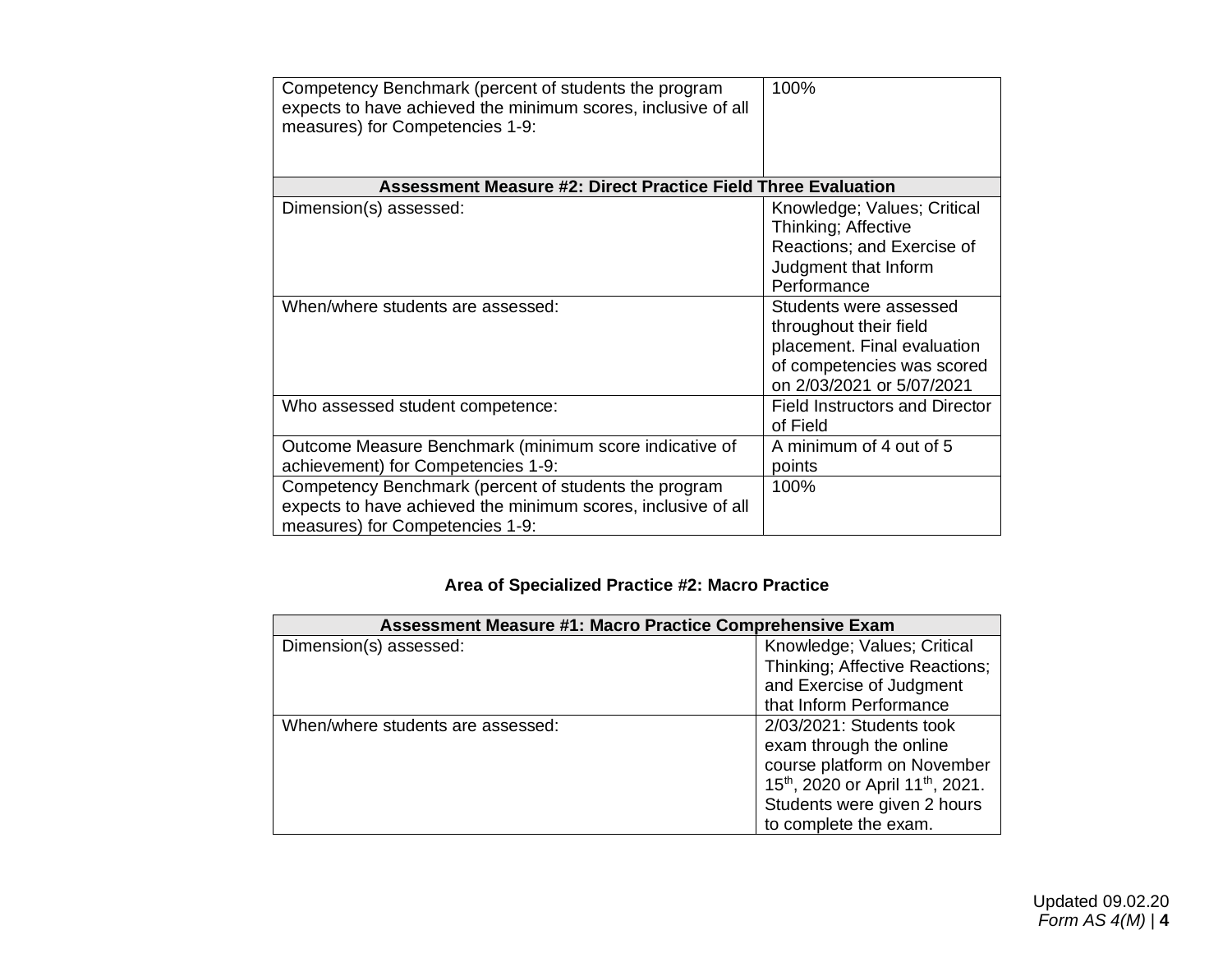| | |
|---|---|
| Competency Benchmark (percent of students the program expects to have achieved the minimum scores, inclusive of all measures) for Competencies 1-9: | 100% |
| **Assessment Measure #2: Direct Practice Field Three Evaluation** | |
| Dimension(s) assessed: | Knowledge; Values; Critical Thinking; Affective Reactions; and Exercise of Judgment that Inform Performance |
| When/where students are assessed: | Students were assessed throughout their field placement. Final evaluation of competencies was scored on 2/03/2021 or 5/07/2021 |
| Who assessed student competence: | Field Instructors and Director of Field |
| Outcome Measure Benchmark (minimum score indicative of achievement) for Competencies 1-9: | A minimum of 4 out of 5 points |
| Competency Benchmark (percent of students the program expects to have achieved the minimum scores, inclusive of all measures) for Competencies 1-9: | 100% |

### Area of Specialized Practice #2: Macro Practice

| **Assessment Measure #1: Macro Practice Comprehensive Exam** | |
|---|---|
| Dimension(s) assessed: | Knowledge; Values; Critical Thinking; Affective Reactions; and Exercise of Judgment that Inform Performance |
| When/where students are assessed: | 2/03/2021: Students took exam through the online course platform on November 15th, 2020 or April 11th, 2021. Students were given 2 hours to complete the exam. |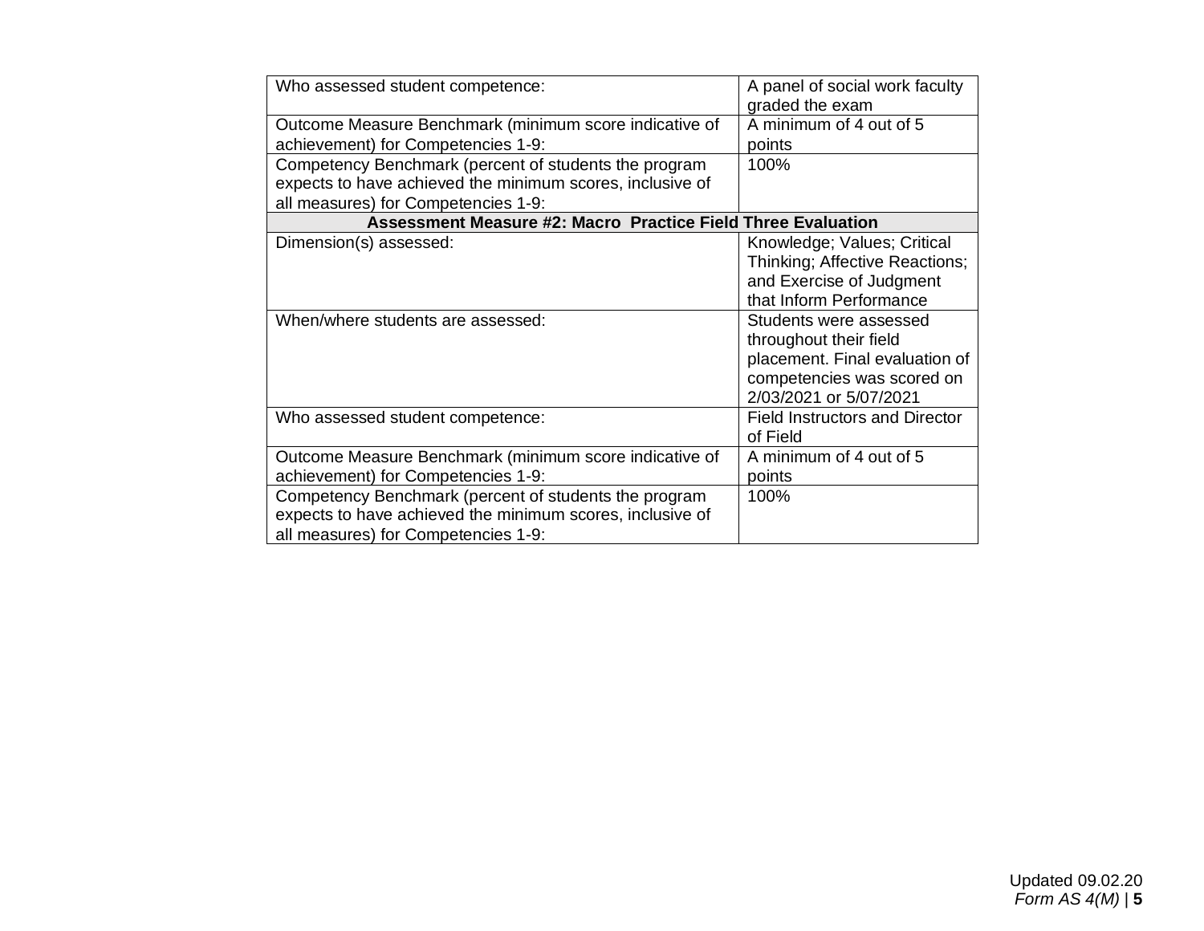| Who assessed student competence: | A panel of social work faculty graded the exam |
|---|---|
| Outcome Measure Benchmark (minimum score indicative of achievement) for Competencies 1-9: | A minimum of 4 out of 5 points |
| Competency Benchmark (percent of students the program expects to have achieved the minimum scores, inclusive of all measures) for Competencies 1-9: | 100% |
| **Assessment Measure #2: Macro Practice Field Three Evaluation** | |
| Dimension(s) assessed: | Knowledge; Values; Critical Thinking; Affective Reactions; and Exercise of Judgment that Inform Performance |
| When/where students are assessed: | Students were assessed throughout their field placement. Final evaluation of competencies was scored on 2/03/2021 or 5/07/2021 |
| Who assessed student competence: | Field Instructors and Director of Field |
| Outcome Measure Benchmark (minimum score indicative of achievement) for Competencies 1-9: | A minimum of 4 out of 5 points |
| Competency Benchmark (percent of students the program expects to have achieved the minimum scores, inclusive of all measures) for Competencies 1-9: | 100% |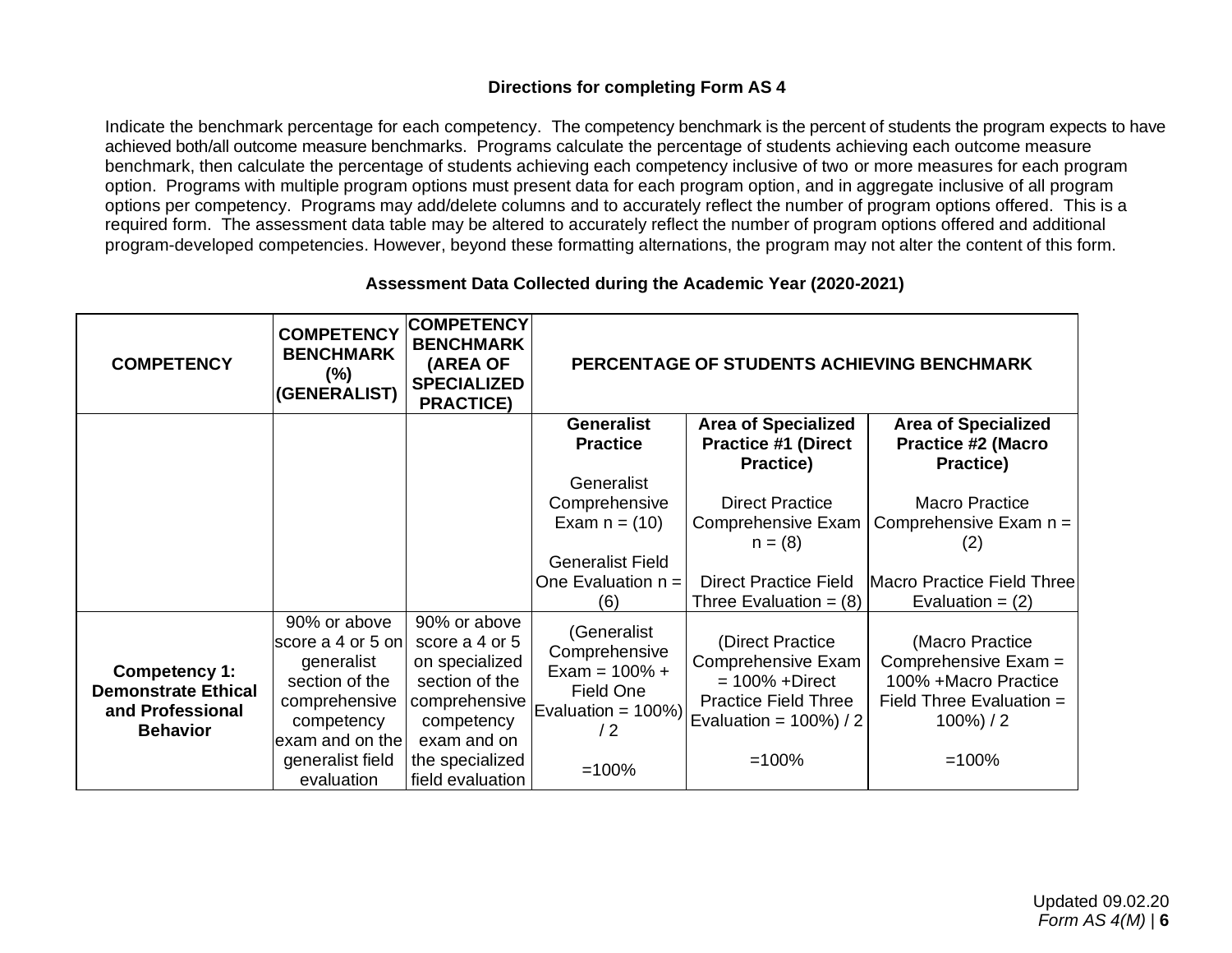### Directions for completing Form AS 4

Indicate the benchmark percentage for each competency. The competency benchmark is the percent of students the program expects to have achieved both/all outcome measure benchmarks. Programs calculate the percentage of students achieving each outcome measure benchmark, then calculate the percentage of students achieving each competency inclusive of two or more measures for each program option. Programs with multiple program options must present data for each program option, and in aggregate inclusive of all program options per competency. Programs may add/delete columns and to accurately reflect the number of program options offered. This is a required form. The assessment data table may be altered to accurately reflect the number of program options offered and additional program-developed competencies. However, beyond these formatting alternations, the program may not alter the content of this form.

### Assessment Data Collected during the Academic Year (2020-2021)

| COMPETENCY | COMPETENCY BENCHMARK (%) (GENERALIST) | COMPETENCY BENCHMARK (AREA OF SPECIALIZED PRACTICE) | PERCENTAGE OF STUDENTS ACHIEVING BENCHMARK | | |
|---|---|---|---|---|---|
| | | | **Generalist Practice**<br><br>Generalist Comprehensive Exam n = (10)<br><br>Generalist Field One Evaluation n = (6) | **Area of Specialized Practice #1 (Direct Practice)**<br><br>Direct Practice Comprehensive Exam n = (8)<br><br>Direct Practice Field Three Evaluation = (8) | **Area of Specialized Practice #2 (Macro Practice)**<br><br>Macro Practice Comprehensive Exam n = (2)<br><br>Macro Practice Field Three Evaluation = (2) |
| **Competency 1: Demonstrate Ethical and Professional Behavior** | 90% or above score a 4 or 5 on generalist section of the comprehensive competency exam and on the generalist field evaluation | 90% or above score a 4 or 5 on specialized section of the comprehensive competency exam and on the specialized field evaluation | (Generalist Comprehensive Exam = 100% + Field One Evaluation = 100%) / 2<br><br>=100% | (Direct Practice Comprehensive Exam = 100% +Direct Practice Field Three Evaluation = 100%) / 2<br><br>=100% | (Macro Practice Comprehensive Exam = 100% +Macro Practice Field Three Evaluation = 100%) / 2<br><br>=100% |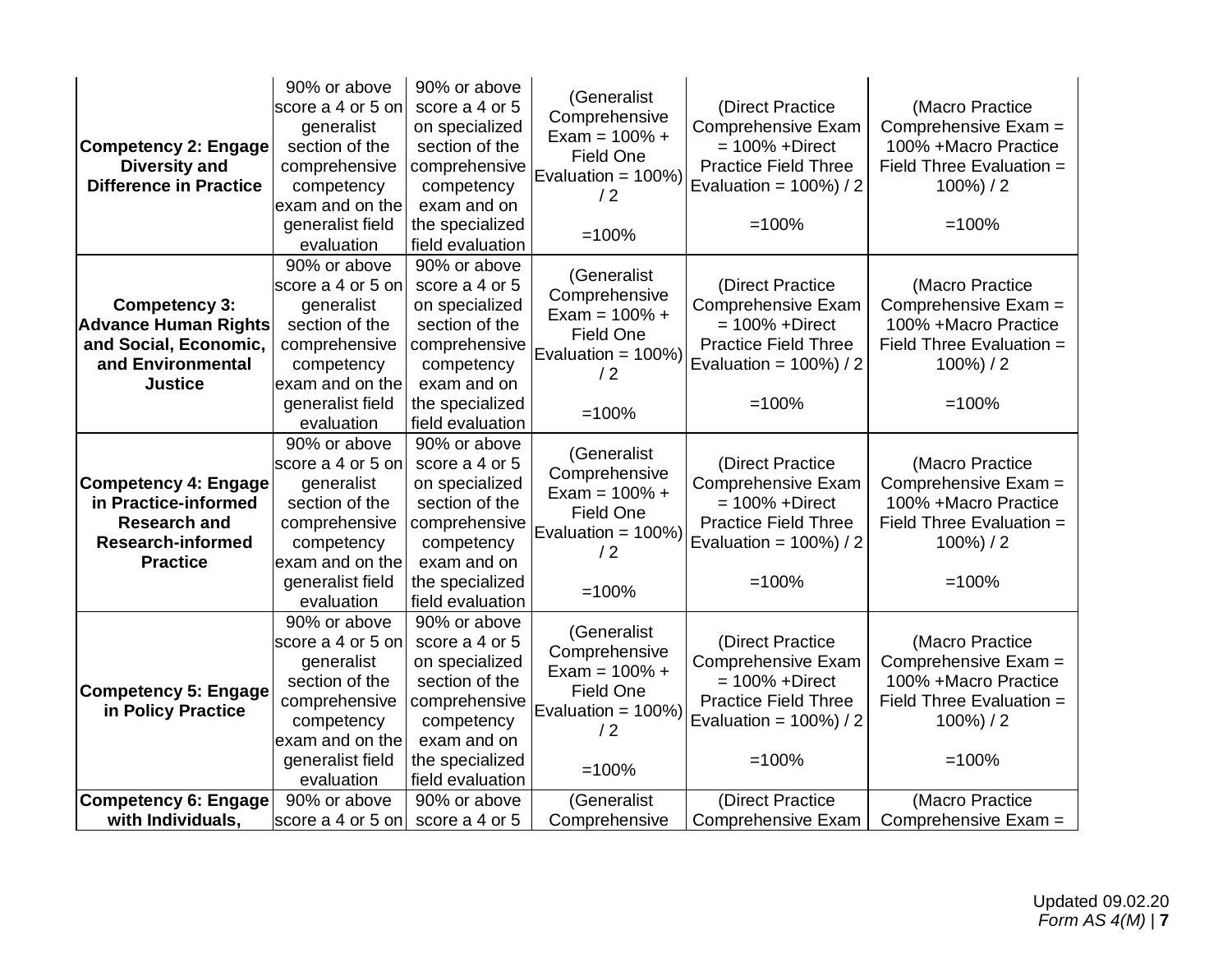| | | | | | |
|---|---|---|---|---|---|
| **Competency 2: Engage Diversity and Difference in Practice** | 90% or above score a 4 or 5 on generalist section of the comprehensive competency exam and on the generalist field evaluation | 90% or above score a 4 or 5 on specialized section of the comprehensive competency exam and on the specialized field evaluation | (Generalist Comprehensive Exam = 100% + Field One Evaluation = 100%) / 2<br><br>=100% | (Direct Practice Comprehensive Exam = 100% +Direct Practice Field Three Evaluation = 100%) / 2<br><br>=100% | (Macro Practice Comprehensive Exam = 100% +Macro Practice Field Three Evaluation = 100%) / 2<br><br>=100% |
| **Competency 3: Advance Human Rights and Social, Economic, and Environmental Justice** | 90% or above score a 4 or 5 on generalist section of the comprehensive competency exam and on the generalist field evaluation | 90% or above score a 4 or 5 on specialized section of the comprehensive competency exam and on the specialized field evaluation | (Generalist Comprehensive Exam = 100% + Field One Evaluation = 100%) / 2<br><br>=100% | (Direct Practice Comprehensive Exam = 100% +Direct Practice Field Three Evaluation = 100%) / 2<br><br>=100% | (Macro Practice Comprehensive Exam = 100% +Macro Practice Field Three Evaluation = 100%) / 2<br><br>=100% |
| **Competency 4: Engage in Practice-informed Research and Research-informed Practice** | 90% or above score a 4 or 5 on generalist section of the comprehensive competency exam and on the generalist field evaluation | 90% or above score a 4 or 5 on specialized section of the comprehensive competency exam and on the specialized field evaluation | (Generalist Comprehensive Exam = 100% + Field One Evaluation = 100%) / 2<br><br>=100% | (Direct Practice Comprehensive Exam = 100% +Direct Practice Field Three Evaluation = 100%) / 2<br><br>=100% | (Macro Practice Comprehensive Exam = 100% +Macro Practice Field Three Evaluation = 100%) / 2<br><br>=100% |
| **Competency 5: Engage in Policy Practice** | 90% or above score a 4 or 5 on generalist section of the comprehensive competency exam and on the generalist field evaluation | 90% or above score a 4 or 5 on specialized section of the comprehensive competency exam and on the specialized field evaluation | (Generalist Comprehensive Exam = 100% + Field One Evaluation = 100%) / 2<br><br>=100% | (Direct Practice Comprehensive Exam = 100% +Direct Practice Field Three Evaluation = 100%) / 2<br><br>=100% | (Macro Practice Comprehensive Exam = 100% +Macro Practice Field Three Evaluation = 100%) / 2<br><br>=100% |
| **Competency 6: Engage with Individuals,** | 90% or above score a 4 or 5 on | 90% or above score a 4 or 5 | (Generalist Comprehensive | (Direct Practice Comprehensive Exam | (Macro Practice Comprehensive Exam = |

Updated 09.02.20
*Form AS 4(M)*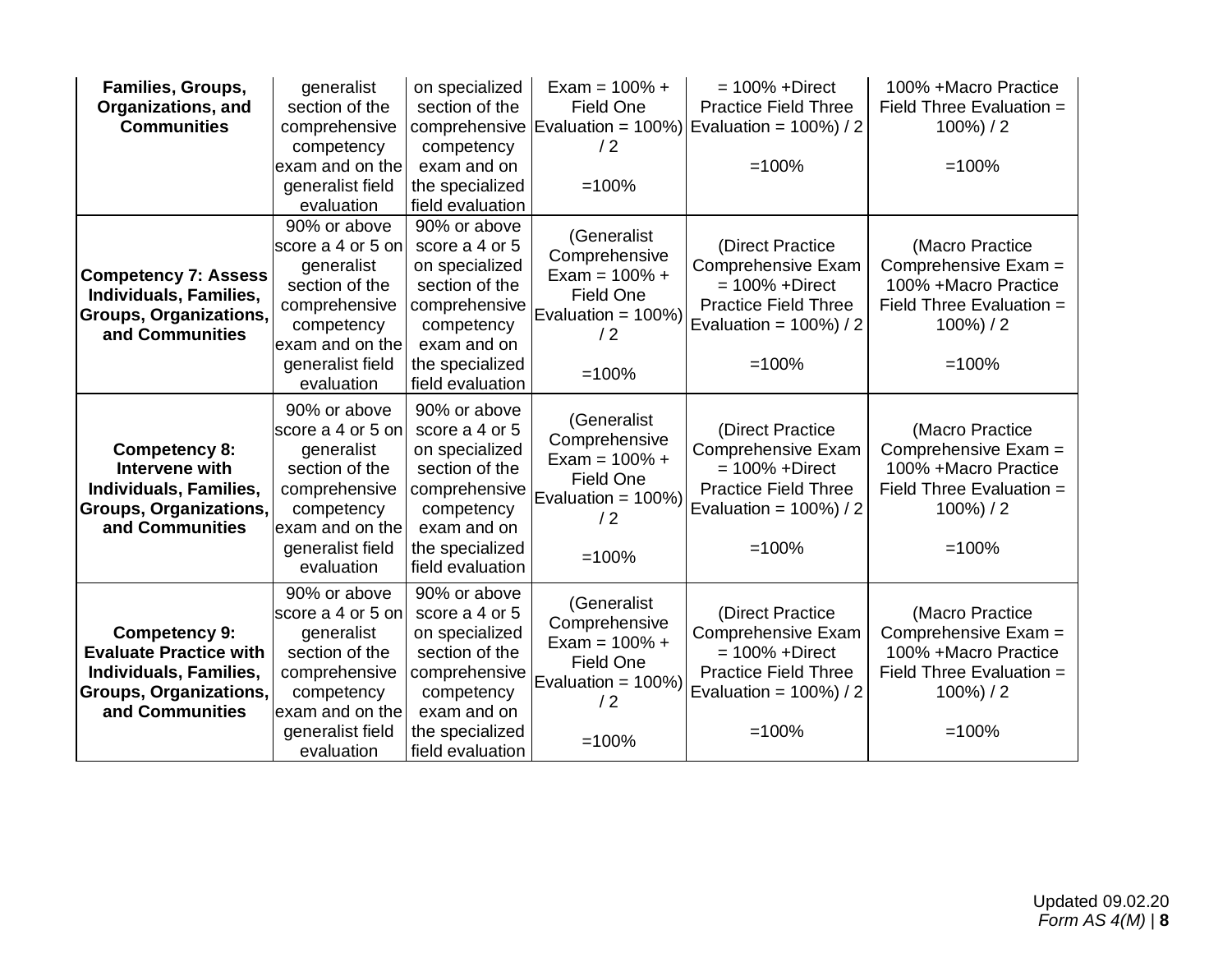| **Families, Groups, Organizations, and Communities** | generalist section of the comprehensive competency exam and on the generalist field evaluation | on specialized section of the comprehensive competency exam and on the specialized field evaluation | Exam = 100% + Field One Evaluation = 100%) / 2 =100% | = 100% +Direct Practice Field Three Evaluation = 100%) / 2 =100% | 100% +Macro Practice Field Three Evaluation = 100%) / 2 =100% |
|---|---|---|---|---|---|
| **Competency 7: Assess Individuals, Families, Groups, Organizations, and Communities** | 90% or above score a 4 or 5 on generalist section of the comprehensive competency exam and on the generalist field evaluation | 90% or above score a 4 or 5 on specialized section of the comprehensive competency exam and on the specialized field evaluation | (Generalist Comprehensive Exam = 100% + Field One Evaluation = 100%) / 2 =100% | (Direct Practice Comprehensive Exam = 100% +Direct Practice Field Three Evaluation = 100%) / 2 =100% | (Macro Practice Comprehensive Exam = 100% +Macro Practice Field Three Evaluation = 100%) / 2 =100% |
| **Competency 8: Intervene with Individuals, Families, Groups, Organizations, and Communities** | 90% or above score a 4 or 5 on generalist section of the comprehensive competency exam and on the generalist field evaluation | 90% or above score a 4 or 5 on specialized section of the comprehensive competency exam and on the specialized field evaluation | (Generalist Comprehensive Exam = 100% + Field One Evaluation = 100%) / 2 =100% | (Direct Practice Comprehensive Exam = 100% +Direct Practice Field Three Evaluation = 100%) / 2 =100% | (Macro Practice Comprehensive Exam = 100% +Macro Practice Field Three Evaluation = 100%) / 2 =100% |
| **Competency 9: Evaluate Practice with Individuals, Families, Groups, Organizations, and Communities** | 90% or above score a 4 or 5 on generalist section of the comprehensive competency exam and on the generalist field evaluation | 90% or above score a 4 or 5 on specialized section of the comprehensive competency exam and on the specialized field evaluation | (Generalist Comprehensive Exam = 100% + Field One Evaluation = 100%) / 2 =100% | (Direct Practice Comprehensive Exam = 100% +Direct Practice Field Three Evaluation = 100%) / 2 =100% | (Macro Practice Comprehensive Exam = 100% +Macro Practice Field Three Evaluation = 100%) / 2 =100% |

Updated 09.02.20
*Form AS 4(M)*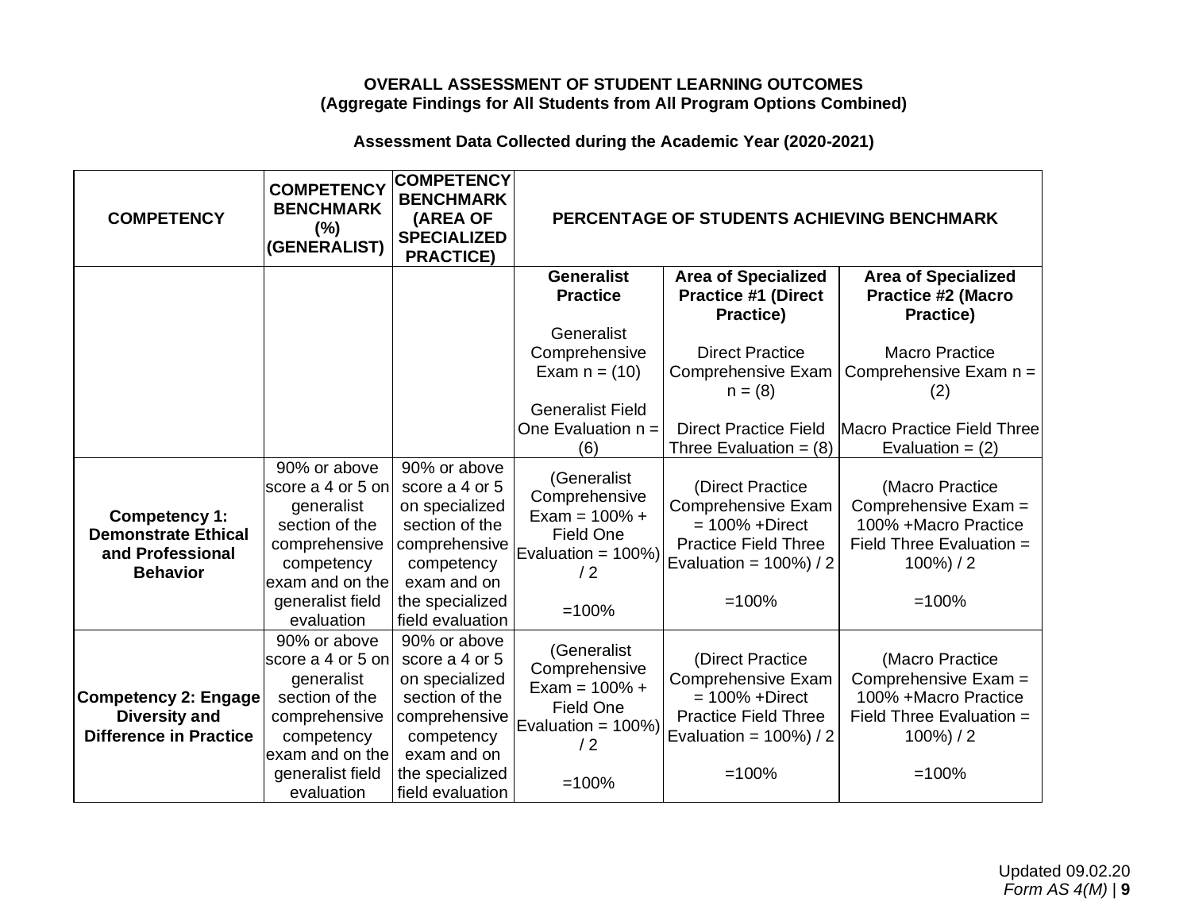**OVERALL ASSESSMENT OF STUDENT LEARNING OUTCOMES**
**(Aggregate Findings for All Students from All Program Options Combined)**

**Assessment Data Collected during the Academic Year (2020-2021)**

| COMPETENCY | COMPETENCY BENCHMARK (%) (GENERALIST) | COMPETENCY BENCHMARK (AREA OF SPECIALIZED PRACTICE) | PERCENTAGE OF STUDENTS ACHIEVING BENCHMARK | | |
|---|---|---|---|---|---|
| | | | **Generalist Practice**<br><br>Generalist Comprehensive Exam n = (10)<br><br>Generalist Field One Evaluation n = (6) | **Area of Specialized Practice #1 (Direct Practice)**<br><br>Direct Practice Comprehensive Exam n = (8)<br><br>Direct Practice Field Three Evaluation = (8) | **Area of Specialized Practice #2 (Macro Practice)**<br><br>Macro Practice Comprehensive Exam n = (2)<br><br>Macro Practice Field Three Evaluation = (2) |
| **Competency 1: Demonstrate Ethical and Professional Behavior** | 90% or above score a 4 or 5 on generalist section of the comprehensive competency exam and on the generalist field evaluation | 90% or above score a 4 or 5 on specialized section of the comprehensive competency exam and on the specialized field evaluation | (Generalist Comprehensive Exam = 100% + Field One Evaluation = 100%) / 2<br><br>=100% | (Direct Practice Comprehensive Exam = 100% +Direct Practice Field Three Evaluation = 100%) / 2<br><br>=100% | (Macro Practice Comprehensive Exam = 100% +Macro Practice Field Three Evaluation = 100%) / 2<br><br>=100% |
| **Competency 2: Engage Diversity and Difference in Practice** | 90% or above score a 4 or 5 on generalist section of the comprehensive competency exam and on the generalist field evaluation | 90% or above score a 4 or 5 on specialized section of the comprehensive competency exam and on the specialized field evaluation | (Generalist Comprehensive Exam = 100% + Field One Evaluation = 100%) / 2<br><br>=100% | (Direct Practice Comprehensive Exam = 100% +Direct Practice Field Three Evaluation = 100%) / 2<br><br>=100% | (Macro Practice Comprehensive Exam = 100% +Macro Practice Field Three Evaluation = 100%) / 2<br><br>=100% |

Updated 09.02.20
*Form AS 4(M)*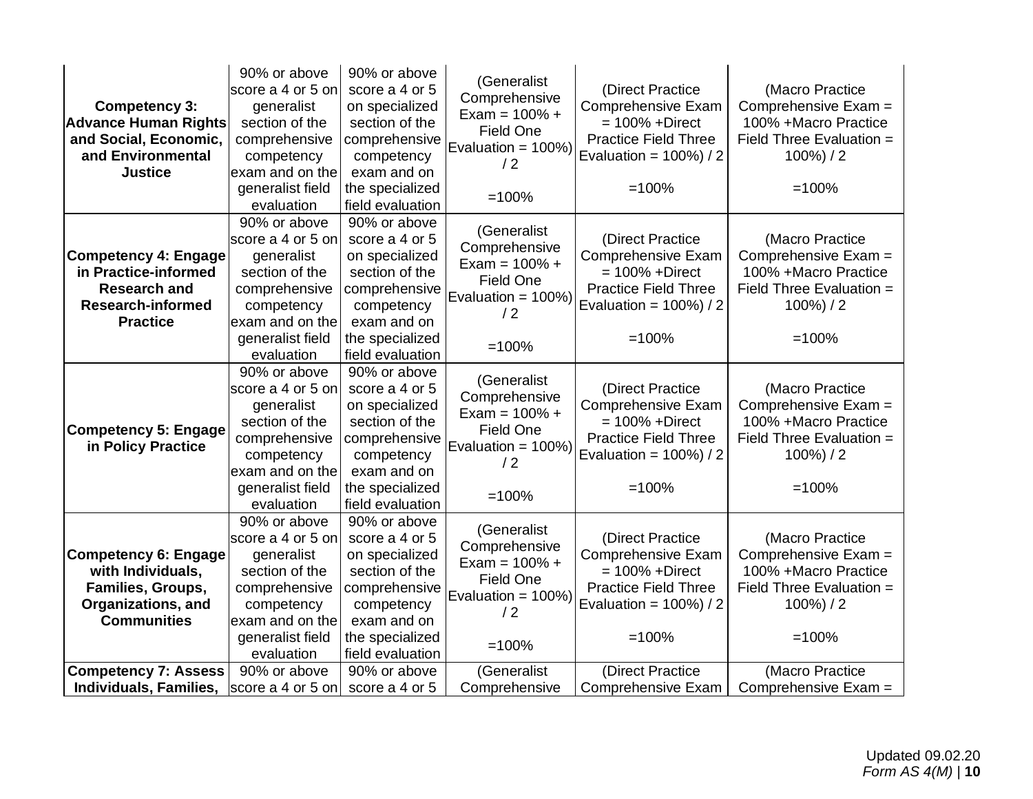| | | | | | |
|---|---|---|---|---|---|
| **Competency 3: Advance Human Rights and Social, Economic, and Environmental Justice** | 90% or above score a 4 or 5 on generalist section of the comprehensive competency exam and on the generalist field evaluation | 90% or above score a 4 or 5 on specialized section of the comprehensive competency exam and on the specialized field evaluation | (Generalist Comprehensive Exam = 100% + Field One Evaluation = 100%) / 2<br><br>=100% | (Direct Practice Comprehensive Exam = 100% +Direct Practice Field Three Evaluation = 100%) / 2<br><br>=100% | (Macro Practice Comprehensive Exam = 100% +Macro Practice Field Three Evaluation = 100%) / 2<br><br>=100% |
| **Competency 4: Engage in Practice-informed Research and Research-informed Practice** | 90% or above score a 4 or 5 on generalist section of the comprehensive competency exam and on the generalist field evaluation | 90% or above score a 4 or 5 on specialized section of the comprehensive competency exam and on the specialized field evaluation | (Generalist Comprehensive Exam = 100% + Field One Evaluation = 100%) / 2<br><br>=100% | (Direct Practice Comprehensive Exam = 100% +Direct Practice Field Three Evaluation = 100%) / 2<br><br>=100% | (Macro Practice Comprehensive Exam = 100% +Macro Practice Field Three Evaluation = 100%) / 2<br><br>=100% |
| **Competency 5: Engage in Policy Practice** | 90% or above score a 4 or 5 on generalist section of the comprehensive competency exam and on the generalist field evaluation | 90% or above score a 4 or 5 on specialized section of the comprehensive competency exam and on the specialized field evaluation | (Generalist Comprehensive Exam = 100% + Field One Evaluation = 100%) / 2<br><br>=100% | (Direct Practice Comprehensive Exam = 100% +Direct Practice Field Three Evaluation = 100%) / 2<br><br>=100% | (Macro Practice Comprehensive Exam = 100% +Macro Practice Field Three Evaluation = 100%) / 2<br><br>=100% |
| **Competency 6: Engage with Individuals, Families, Groups, Organizations, and Communities** | 90% or above score a 4 or 5 on generalist section of the comprehensive competency exam and on the generalist field evaluation | 90% or above score a 4 or 5 on specialized section of the comprehensive competency exam and on the specialized field evaluation | (Generalist Comprehensive Exam = 100% + Field One Evaluation = 100%) / 2<br><br>=100% | (Direct Practice Comprehensive Exam = 100% +Direct Practice Field Three Evaluation = 100%) / 2<br><br>=100% | (Macro Practice Comprehensive Exam = 100% +Macro Practice Field Three Evaluation = 100%) / 2<br><br>=100% |
| **Competency 7: Assess Individuals, Families,** | 90% or above score a 4 or 5 on | 90% or above score a 4 or 5 | (Generalist Comprehensive | (Direct Practice Comprehensive Exam | (Macro Practice Comprehensive Exam = |

Updated 09.02.20
*Form AS 4(M)*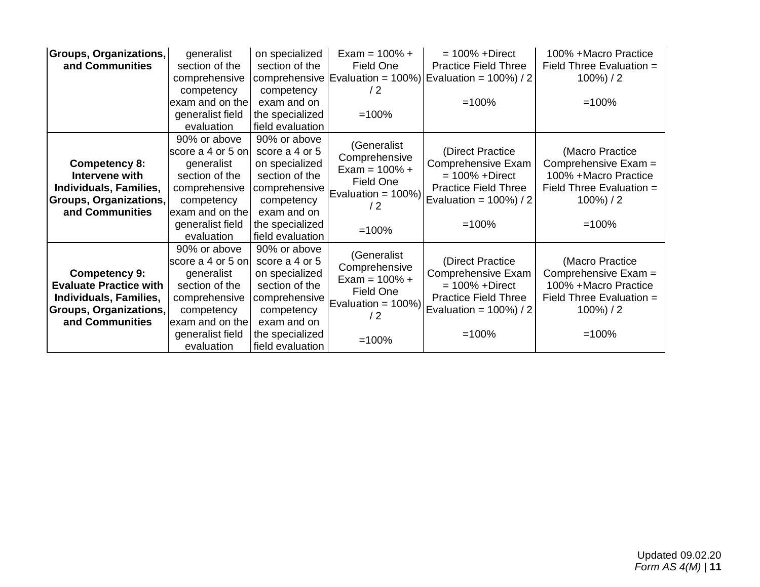| | | | | | |
|---|---|---|---|---|---|
| **Groups, Organizations, and Communities** | generalist section of the comprehensive competency exam and on the generalist field evaluation | on specialized section of the comprehensive competency exam and on the specialized field evaluation | Exam = 100% + Field One Evaluation = 100%) / 2<br><br>=100% | = 100% +Direct Practice Field Three Evaluation = 100%) / 2<br><br>=100% | 100% +Macro Practice Field Three Evaluation = 100%) / 2<br><br>=100% |
| **Competency 8: Intervene with Individuals, Families, Groups, Organizations, and Communities** | 90% or above score a 4 or 5 on generalist section of the comprehensive competency exam and on the generalist field evaluation | 90% or above score a 4 or 5 on specialized section of the comprehensive competency exam and on the specialized field evaluation | (Generalist Comprehensive Exam = 100% + Field One Evaluation = 100%) / 2<br><br>=100% | (Direct Practice Comprehensive Exam = 100% +Direct Practice Field Three Evaluation = 100%) / 2<br><br>=100% | (Macro Practice Comprehensive Exam = 100% +Macro Practice Field Three Evaluation = 100%) / 2<br><br>=100% |
| **Competency 9: Evaluate Practice with Individuals, Families, Groups, Organizations, and Communities** | 90% or above score a 4 or 5 on generalist section of the comprehensive competency exam and on the generalist field evaluation | 90% or above score a 4 or 5 on specialized section of the comprehensive competency exam and on the specialized field evaluation | (Generalist Comprehensive Exam = 100% + Field One Evaluation = 100%) / 2<br><br>=100% | (Direct Practice Comprehensive Exam = 100% +Direct Practice Field Three Evaluation = 100%) / 2<br><br>=100% | (Macro Practice Comprehensive Exam = 100% +Macro Practice Field Three Evaluation = 100%) / 2<br><br>=100% |

Updated 09.02.20